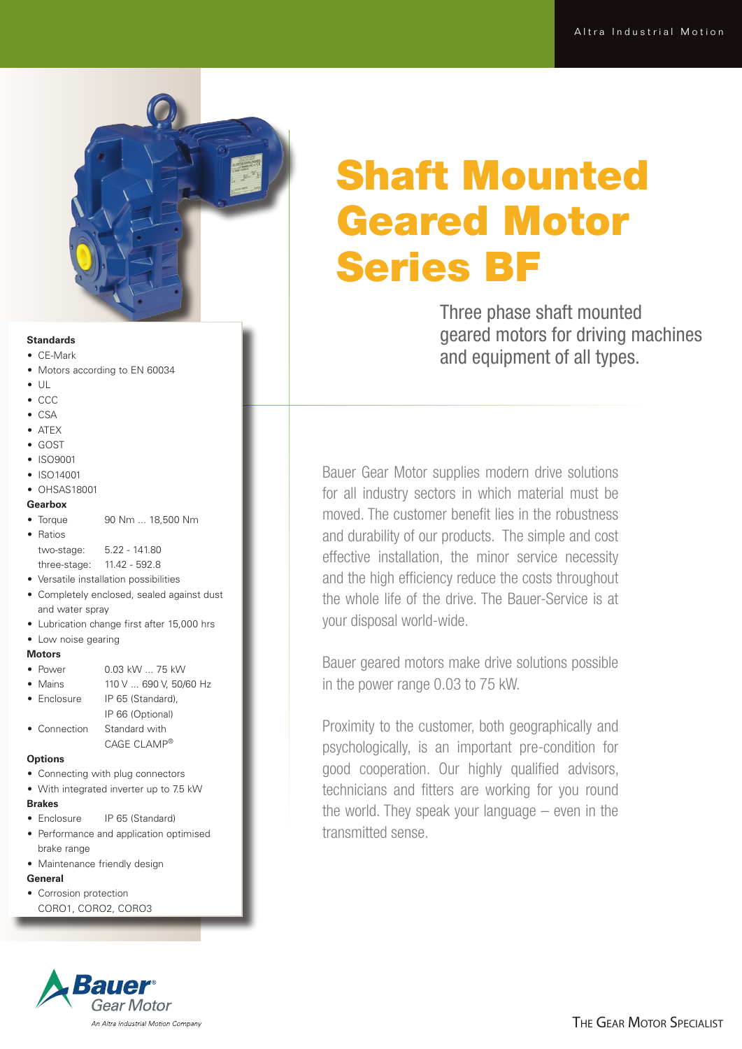# Shaft Mounted Geared Motor Series BF

Three phase shaft mounted geared motors for driving machines and equipment of all types.

Bauer Gear Motor supplies modern drive solutions for all industry sectors in which material must be moved. The customer benefit lies in the robustness and durability of our products. The simple and cost effective installation, the minor service necessity and the high efficiency reduce the costs throughout the whole life of the drive. The Bauer-Service is at your disposal world-wide.

Bauer geared motors make drive solutions possible in the power range 0.03 to 75 kW.

Proximity to the customer, both geographically and psychologically, is an important pre-condition for good cooperation. Our highly qualified advisors, technicians and fitters are working for you round the world. They speak your language – even in the transmitted sense.

**Standards**

- CE-Mark
- Motors according to EN 60034
- UL
- CCC
- CSA
- ATEX
- GOST
- ISO9001
- ISO14001
- OHSAS18001

**Gearbox**

- Torque 90 Nm ... 18,500 Nm
- Ratios
  two-stage: 5.22 - 141.80
  three-stage: 11.42 - 592.8
- Versatile installation possibilities
- Completely enclosed, sealed against dust and water spray
- Lubrication change first after 15,000 hrs
- Low noise gearing

**Motors**

- Power 0.03 kW ... 75 kW
- Mains 110 V ... 690 V, 50/60 Hz
- Enclosure IP 65 (Standard), IP 66 (Optional)
- Connection Standard with CAGE CLAMP®

**Options**

- Connecting with plug connectors
- With integrated inverter up to 7.5 kW

**Brakes**

- Enclosure IP 65 (Standard)
- Performance and application optimised brake range
- Maintenance friendly design

**General**

- Corrosion protection CORO1, CORO2, CORO3

Bauer® Gear Motor
An Altra Industrial Motion Company

THE GEAR MOTOR SPECIALIST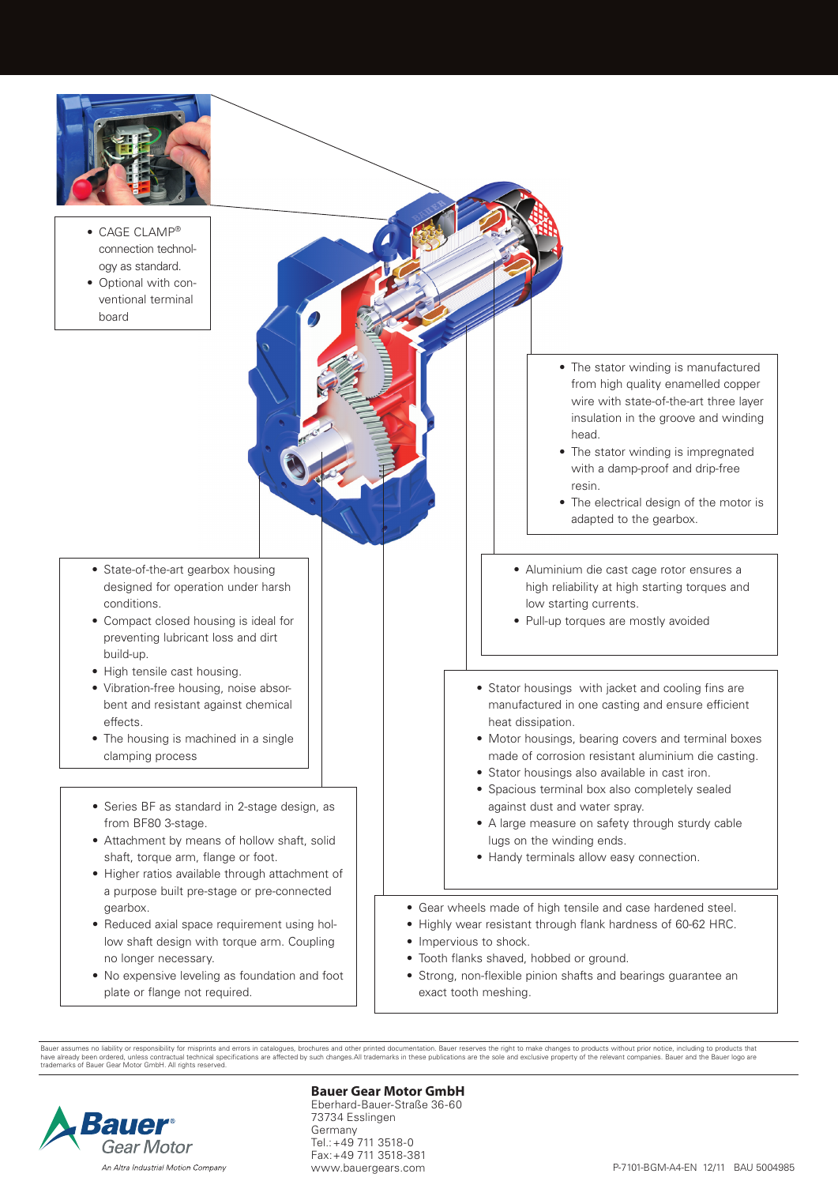- CAGE CLAMP® connection technology as standard.
- Optional with conventional terminal board

- The stator winding is manufactured from high quality enamelled copper wire with state-of-the-art three layer insulation in the groove and winding head.
- The stator winding is impregnated with a damp-proof and drip-free resin.
- The electrical design of the motor is adapted to the gearbox.

- State-of-the-art gearbox housing designed for operation under harsh conditions.
- Compact closed housing is ideal for preventing lubricant loss and dirt build-up.
- High tensile cast housing.
- Vibration-free housing, noise absorbent and resistant against chemical effects.
- The housing is machined in a single clamping process

- Aluminium die cast cage rotor ensures a high reliability at high starting torques and low starting currents.
- Pull-up torques are mostly avoided

- Stator housings with jacket and cooling fins are manufactured in one casting and ensure efficient heat dissipation.
- Motor housings, bearing covers and terminal boxes made of corrosion resistant aluminium die casting.
- Stator housings also available in cast iron.
- Spacious terminal box also completely sealed against dust and water spray.
- A large measure on safety through sturdy cable lugs on the winding ends.
- Handy terminals allow easy connection.

- Series BF as standard in 2-stage design, as from BF80 3-stage.
- Attachment by means of hollow shaft, solid shaft, torque arm, flange or foot.
- Higher ratios available through attachment of a purpose built pre-stage or pre-connected gearbox.
- Reduced axial space requirement using hollow shaft design with torque arm. Coupling no longer necessary.
- No expensive leveling as foundation and foot plate or flange not required.

- Gear wheels made of high tensile and case hardened steel.
- Highly wear resistant through flank hardness of 60-62 HRC.
- Impervious to shock.
- Tooth flanks shaved, hobbed or ground.
- Strong, non-flexible pinion shafts and bearings guarantee an exact tooth meshing.

Bauer assumes no liability or responsibility for misprints and errors in catalogues, brochures and other printed documentation. Bauer reserves the right to make changes to products without prior notice, including to products that have already been ordered, unless contractual technical specifications are affected by such changes.All trademarks in these publications are the sole and exclusive property of the relevant companies. Bauer and the Bauer logo are trademarks of Bauer Gear Motor GmbH. All rights reserved.

Bauer Gear Motor
An Altra Industrial Motion Company

**Bauer Gear Motor GmbH**
Eberhard-Bauer-Straße 36-60
73734 Esslingen
Germany
Tel.: +49 711 3518-0
Fax: +49 711 3518-381
www.bauergears.com

P-7101-BGM-A4-EN 12/11 BAU 5004985